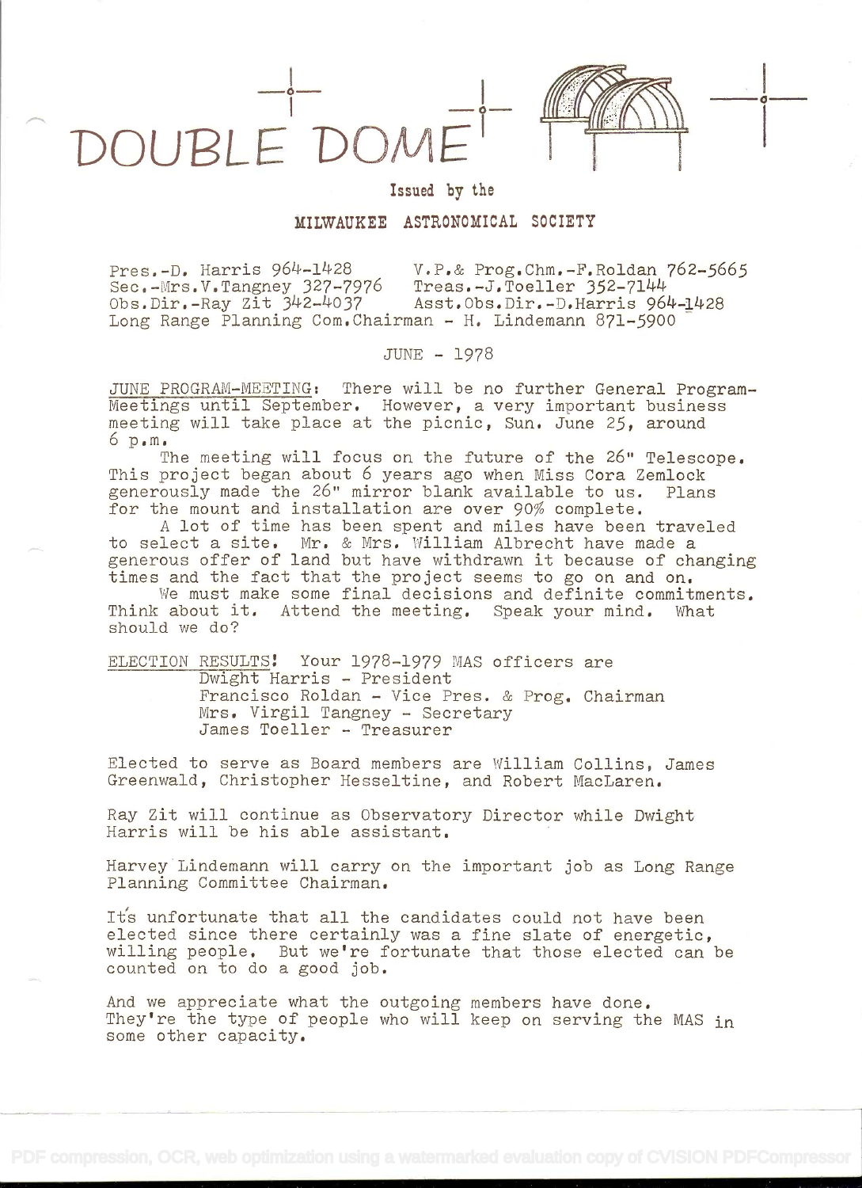# DOUBLE DOME

Issued by the

MILWAUKEE ASTRONOMICAL SOCIETY

Pres.-D. Harris 964-1428 V.P.& Prog.Chm.-F.Roldan 762-5665
Sec.-Mrs.V.Tangney 327-7976 Treas.-J.Toeller 352-7144
Obs.Dir.-Ray Zit 342-4037 Asst.Obs.Dir.-D.Harris 964-1428
Long Range Planning Com.Chairman - H. Lindemann 871-5900

JUNE - 1978

JUNE PROGRAM-MEETING: There will be no further General Program-Meetings until September. However, a very important business meeting will take place at the picnic, Sun. June 25, around 6 p.m.

The meeting will focus on the future of the 26" Telescope. This project began about 6 years ago when Miss Cora Zemlock generously made the 26" mirror blank available to us. Plans for the mount and installation are over 90% complete.

A lot of time has been spent and miles have been traveled to select a site. Mr. & Mrs. William Albrecht have made a generous offer of land but have withdrawn it because of changing times and the fact that the project seems to go on and on.

We must make some final decisions and definite commitments. Think about it. Attend the meeting. Speak your mind. What should we do?

ELECTION RESULTS! Your 1978-1979 MAS officers are
Dwight Harris - President
Francisco Roldan - Vice Pres. & Prog. Chairman
Mrs. Virgil Tangney - Secretary
James Toeller - Treasurer

Elected to serve as Board members are William Collins, James Greenwald, Christopher Hesseltine, and Robert MacLaren.

Ray Zit will continue as Observatory Director while Dwight Harris will be his able assistant.

Harvey Lindemann will carry on the important job as Long Range Planning Committee Chairman.

It's unfortunate that all the candidates could not have been elected since there certainly was a fine slate of energetic, willing people. But we're fortunate that those elected can be counted on to do a good job.

And we appreciate what the outgoing members have done. They're the type of people who will keep on serving the MAS in some other capacity.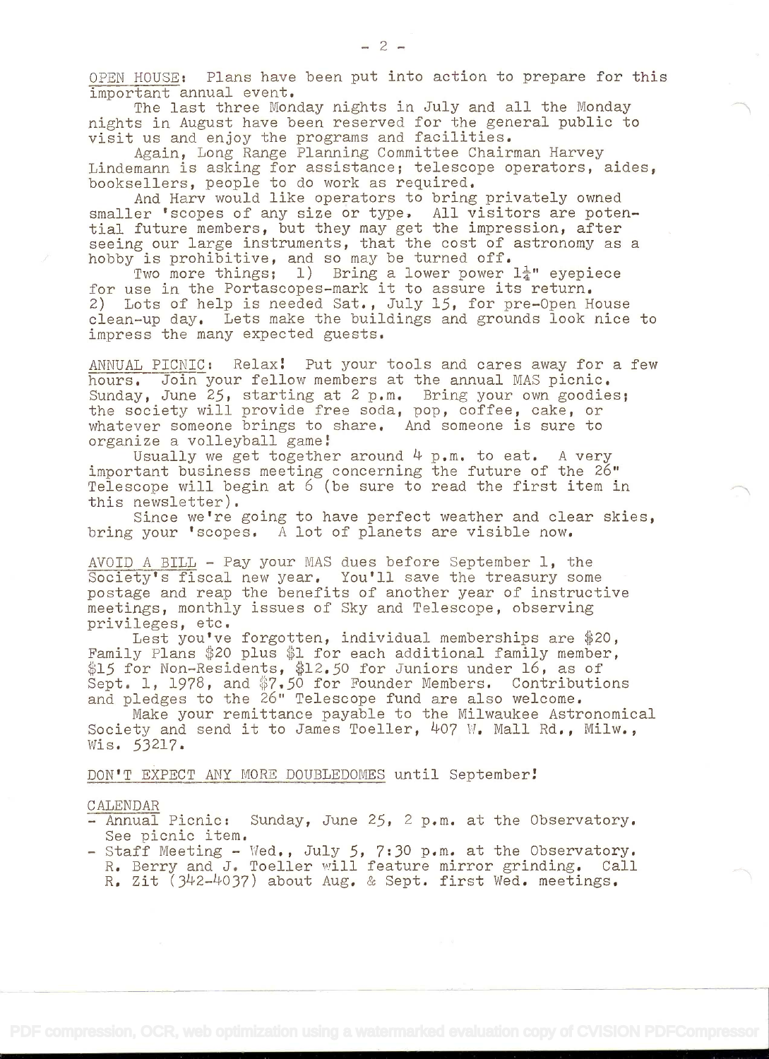OPEN HOUSE: Plans have been put into action to prepare for this important annual event.

The last three Monday nights in July and all the Monday nights in August have been reserved for the general public to visit us and enjoy the programs and facilities.

Again, Long Range Planning Committee Chairman Harvey Lindemann is asking for assistance; telescope operators, aides, booksellers, people to do work as required.

And Harv would like operators to bring privately owned smaller 'scopes of any size or type. All visitors are potential future members, but they may get the impression, after seeing our large instruments, that the cost of astronomy as a hobby is prohibitive, and so may be turned off.

Two more things; 1) Bring a lower power $1\frac{1}{4}$" eyepiece for use in the Portascopes-mark it to assure its return. 2) Lots of help is needed Sat., July 15, for pre-Open House clean-up day. Lets make the buildings and grounds look nice to impress the many expected guests.

ANNUAL PICNIC: Relax! Put your tools and cares away for a few hours. Join your fellow members at the annual MAS picnic. Sunday, June 25, starting at 2 p.m. Bring your own goodies; the society will provide free soda, pop, coffee, cake, or whatever someone brings to share. And someone is sure to organize a volleyball game!

Usually we get together around 4 p.m. to eat. A very important business meeting concerning the future of the 26" Telescope will begin at 6 (be sure to read the first item in this newsletter).

Since we're going to have perfect weather and clear skies, bring your 'scopes. A lot of planets are visible now.

AVOID A BILL - Pay your MAS dues before September 1, the Society's fiscal new year. You'll save the treasury some postage and reap the benefits of another year of instructive meetings, monthly issues of Sky and Telescope, observing privileges, etc.

Lest you've forgotten, individual memberships are $20, Family Plans $20 plus $1 for each additional family member, $15 for Non-Residents, $12.50 for Juniors under 16, as of Sept. 1, 1978, and $7.50 for Founder Members. Contributions and pledges to the 26" Telescope fund are also welcome.

Make your remittance payable to the Milwaukee Astronomical Society and send it to James Toeller, 407 W. Mall Rd., Milw., Wis. 53217.

DON'T EXPECT ANY MORE DOUBLEDOMES until September!

CALENDAR

- Annual Picnic: Sunday, June 25, 2 p.m. at the Observatory. See picnic item.
- Staff Meeting - Wed., July 5, 7:30 p.m. at the Observatory. R. Berry and J. Toeller will feature mirror grinding. Call R. Zit (342-4037) about Aug. & Sept. first Wed. meetings.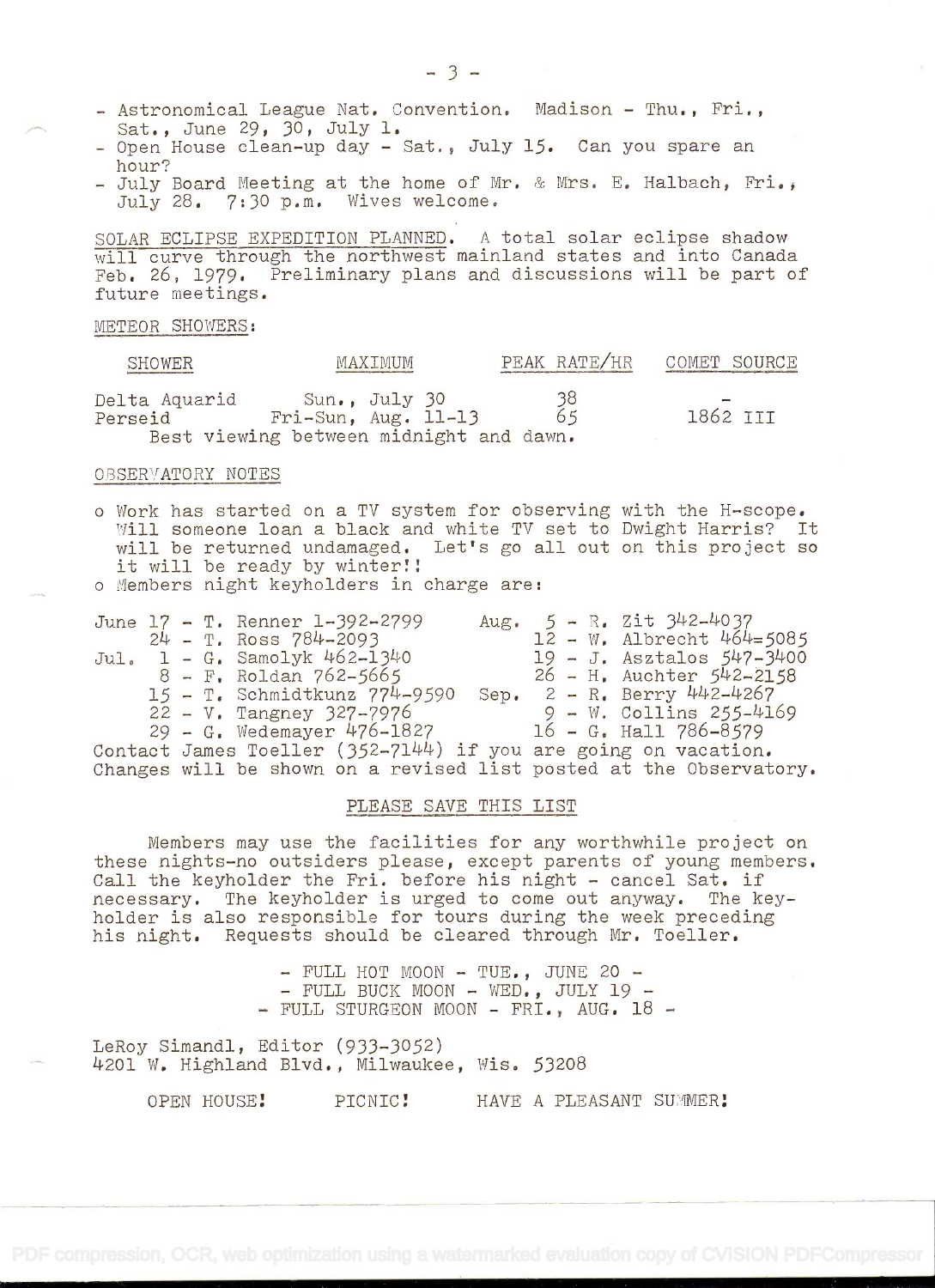- Astronomical League Nat. Convention. Madison - Thu., Fri., Sat., June 29, 30, July 1.
- Open House clean-up day - Sat., July 15. Can you spare an hour?
- July Board Meeting at the home of Mr. & Mrs. E. Halbach, Fri., July 28. 7:30 p.m. Wives welcome.

SOLAR ECLIPSE EXPEDITION PLANNED. A total solar eclipse shadow will curve through the northwest mainland states and into Canada Feb. 26, 1979. Preliminary plans and discussions will be part of future meetings.

METEOR SHOWERS:

| SHOWER | MAXIMUM | PEAK RATE/HR | COMET SOURCE |
|---|---|---|---|
| Delta Aquarid | Sun., July 30 | 38 | - |
| Perseid | Fri-Sun, Aug. 11-13 | 65 | 1862 III |

Best viewing between midnight and dawn.

OBSERVATORY NOTES

- Work has started on a TV system for observing with the H-scope. Will someone loan a black and white TV set to Dwight Harris? It will be returned undamaged. Let's go all out on this project so it will be ready by winter!!
- Members night keyholders in charge are:

| | |
|---|---|
| June 17 - T. Renner 1-392-2799 | Aug. 5 - R. Zit 342-4037 |
| 24 - T. Ross 784-2093 | 12 - W. Albrecht 464=5085 |
| Jul. 1 - G. Samolyk 462-1340 | 19 - J. Asztalos 547-3400 |
| 8 - F. Roldan 762-5665 | 26 - H. Auchter 542-2158 |
| 15 - T. Schmidtkunz 774-9590 | Sep. 2 - R. Berry 442-4267 |
| 22 - V. Tangney 327-7976 | 9 - W. Collins 255-4169 |
| 29 - G. Wedemayer 476-1827 | 16 - G. Hall 786-8579 |

Contact James Toeller (352-7144) if you are going on vacation. Changes will be shown on a revised list posted at the Observatory.

PLEASE SAVE THIS LIST

Members may use the facilities for any worthwhile project on these nights-no outsiders please, except parents of young members. Call the keyholder the Fri. before his night - cancel Sat. if necessary. The keyholder is urged to come out anyway. The keyholder is also responsible for tours during the week preceding his night. Requests should be cleared through Mr. Toeller.

- FULL HOT MOON - TUE., JUNE 20 -
- FULL BUCK MOON - WED., JULY 19 -
- FULL STURGEON MOON - FRI., AUG. 18 -

LeRoy Simandl, Editor (933-3052)
4201 W. Highland Blvd., Milwaukee, Wis. 53208

OPEN HOUSE! PICNIC! HAVE A PLEASANT SUMMER!